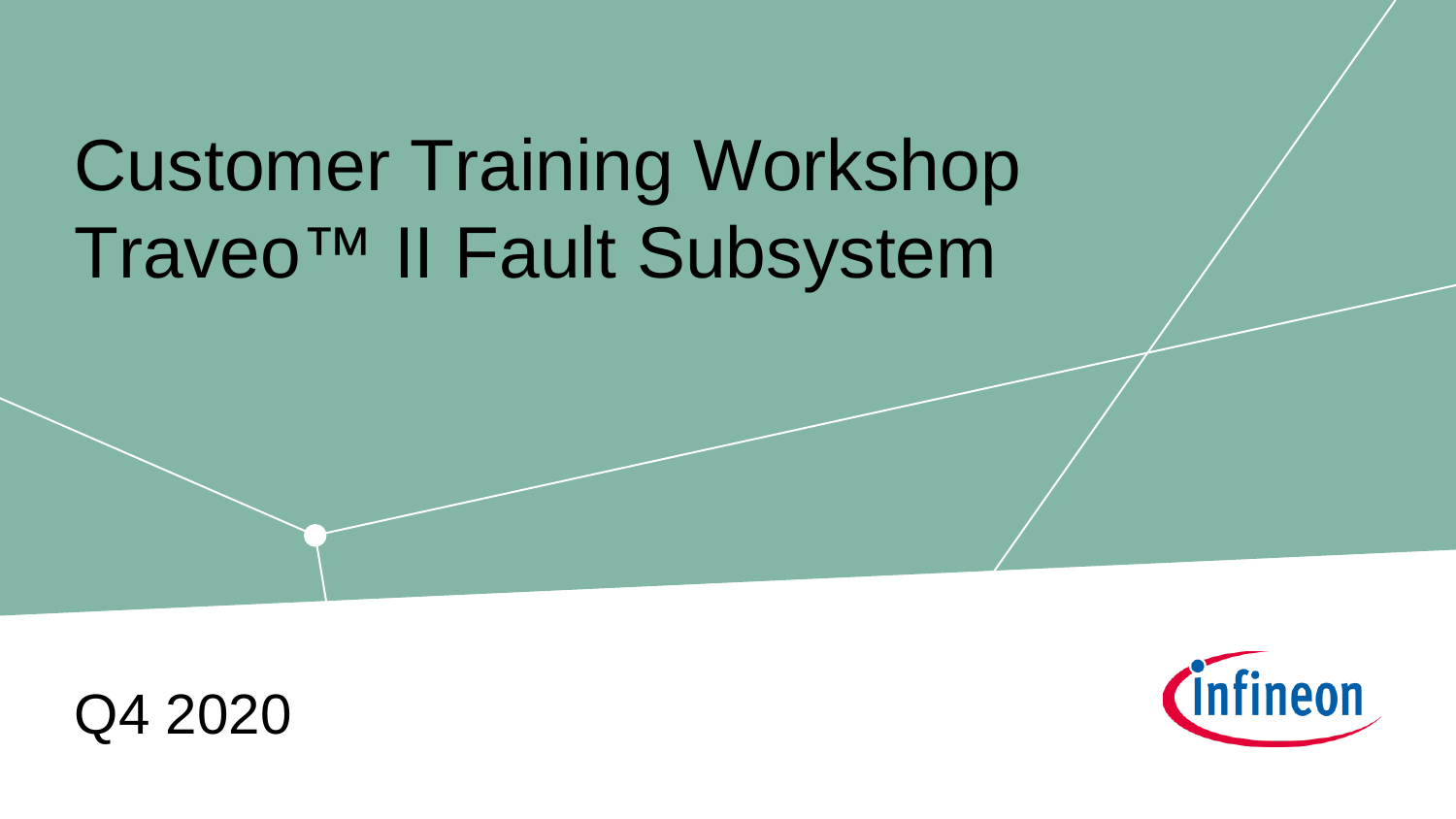# Customer Training Workshop
# Traveo™ II Fault Subsystem

Q4 2020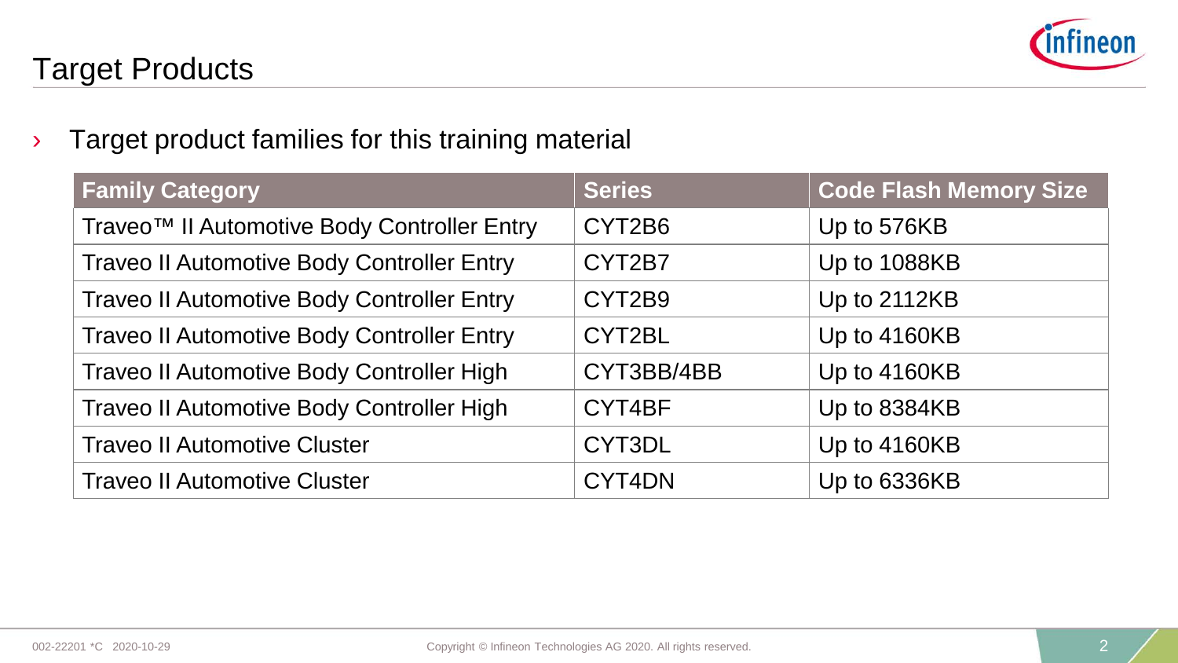# Target Products

- Target product families for this training material

| Family Category | Series | Code Flash Memory Size |
| --- | --- | --- |
| Traveo™ II Automotive Body Controller Entry | CYT2B6 | Up to 576KB |
| Traveo II Automotive Body Controller Entry | CYT2B7 | Up to 1088KB |
| Traveo II Automotive Body Controller Entry | CYT2B9 | Up to 2112KB |
| Traveo II Automotive Body Controller Entry | CYT2BL | Up to 4160KB |
| Traveo II Automotive Body Controller High | CYT3BB/4BB | Up to 4160KB |
| Traveo II Automotive Body Controller High | CYT4BF | Up to 8384KB |
| Traveo II Automotive Cluster | CYT3DL | Up to 4160KB |
| Traveo II Automotive Cluster | CYT4DN | Up to 6336KB |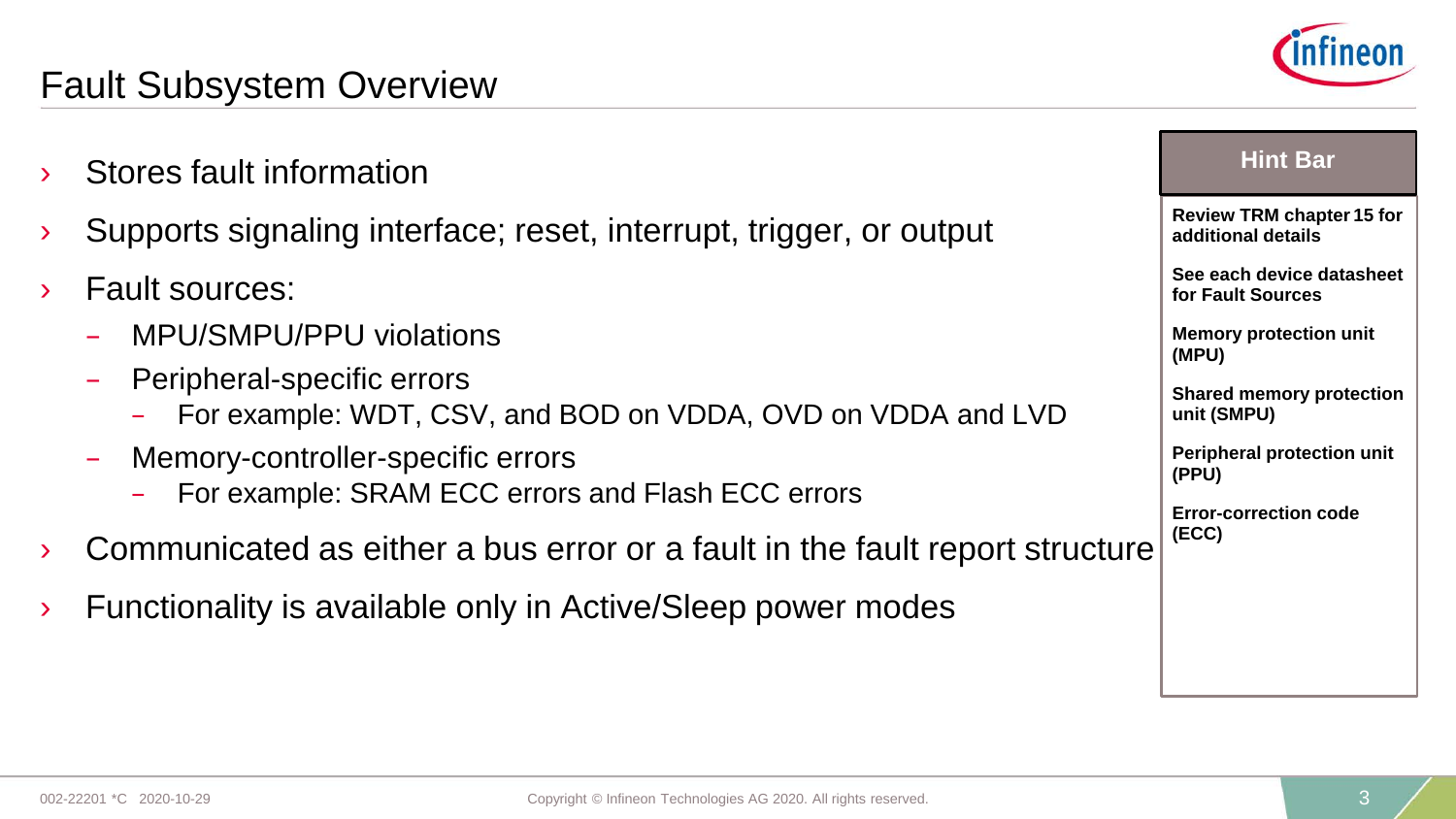# Fault Subsystem Overview

- Stores fault information
- Supports signaling interface; reset, interrupt, trigger, or output
- Fault sources:
  - MPU/SMPU/PPU violations
  - Peripheral-specific errors
    - For example: WDT, CSV, and BOD on VDDA, OVD on VDDA and LVD
  - Memory-controller-specific errors
    - For example: SRAM ECC errors and Flash ECC errors
- Communicated as either a bus error or a fault in the fault report structure
- Functionality is available only in Active/Sleep power modes

**Hint Bar**

**Review TRM chapter 15 for additional details**

**See each device datasheet for Fault Sources**

**Memory protection unit (MPU)**

**Shared memory protection unit (SMPU)**

**Peripheral protection unit (PPU)**

**Error-correction code (ECC)**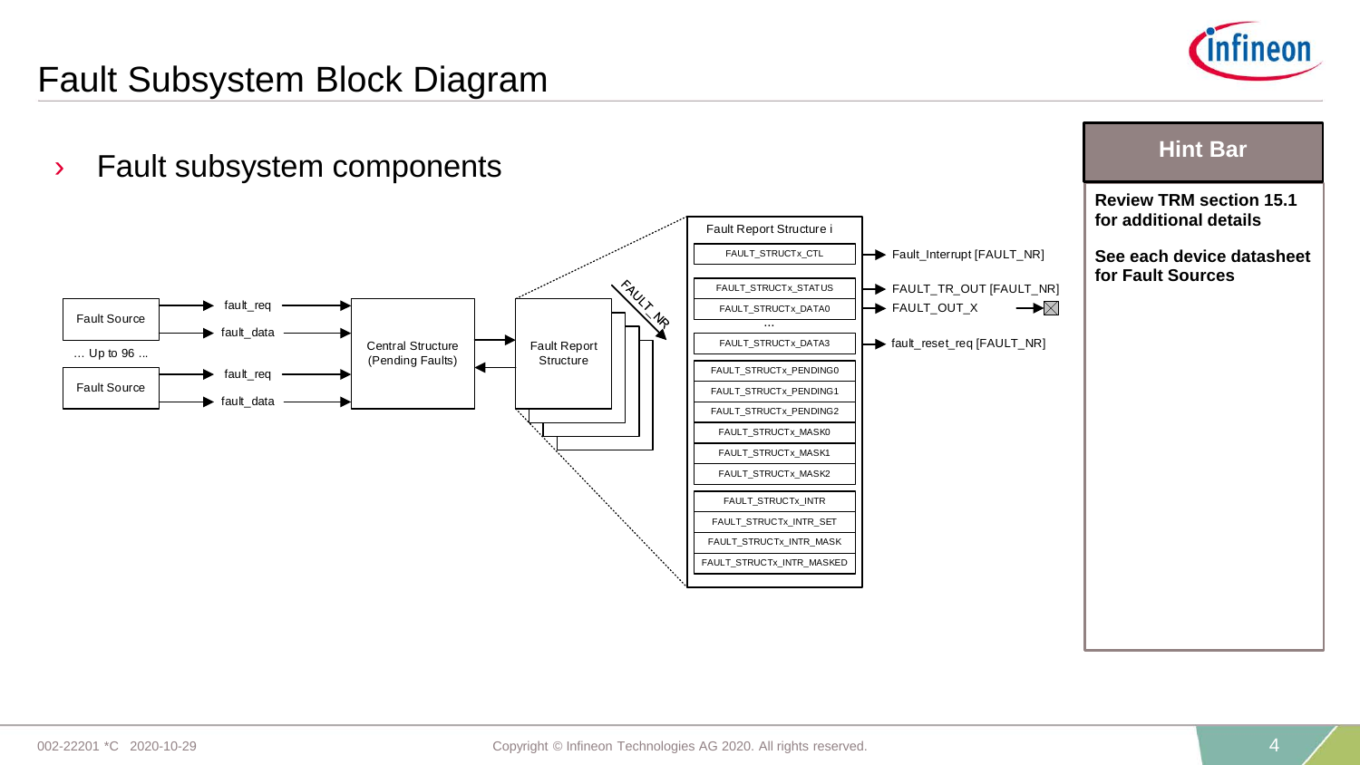# Fault Subsystem Block Diagram

- Fault subsystem components

Fault Source

fault_req

fault_data

... Up to 96 ...

Fault Source

fault_req

fault_data

Central Structure (Pending Faults)

Fault Report Structure

FAULT_NR

Fault Report Structure i

FAULT_STRUCTx_CTL

FAULT_STRUCTx_STATUS

FAULT_STRUCTx_DATA0

...

FAULT_STRUCTx_DATA3

FAULT_STRUCTx_PENDING0

FAULT_STRUCTx_PENDING1

FAULT_STRUCTx_PENDING2

FAULT_STRUCTx_MASK0

FAULT_STRUCTx_MASK1

FAULT_STRUCTx_MASK2

FAULT_STRUCTx_INTR

FAULT_STRUCTx_INTR_SET

FAULT_STRUCTx_INTR_MASK

FAULT_STRUCTx_INTR_MASKED

Fault_Interrupt [FAULT_NR]

FAULT_TR_OUT [FAULT_NR]

FAULT_OUT_X

fault_reset_req [FAULT_NR]

**Hint Bar**

**Review TRM section 15.1 for additional details**

**See each device datasheet for Fault Sources**

002-22201 *C 2020-10-29

Copyright © Infineon Technologies AG 2020. All rights reserved.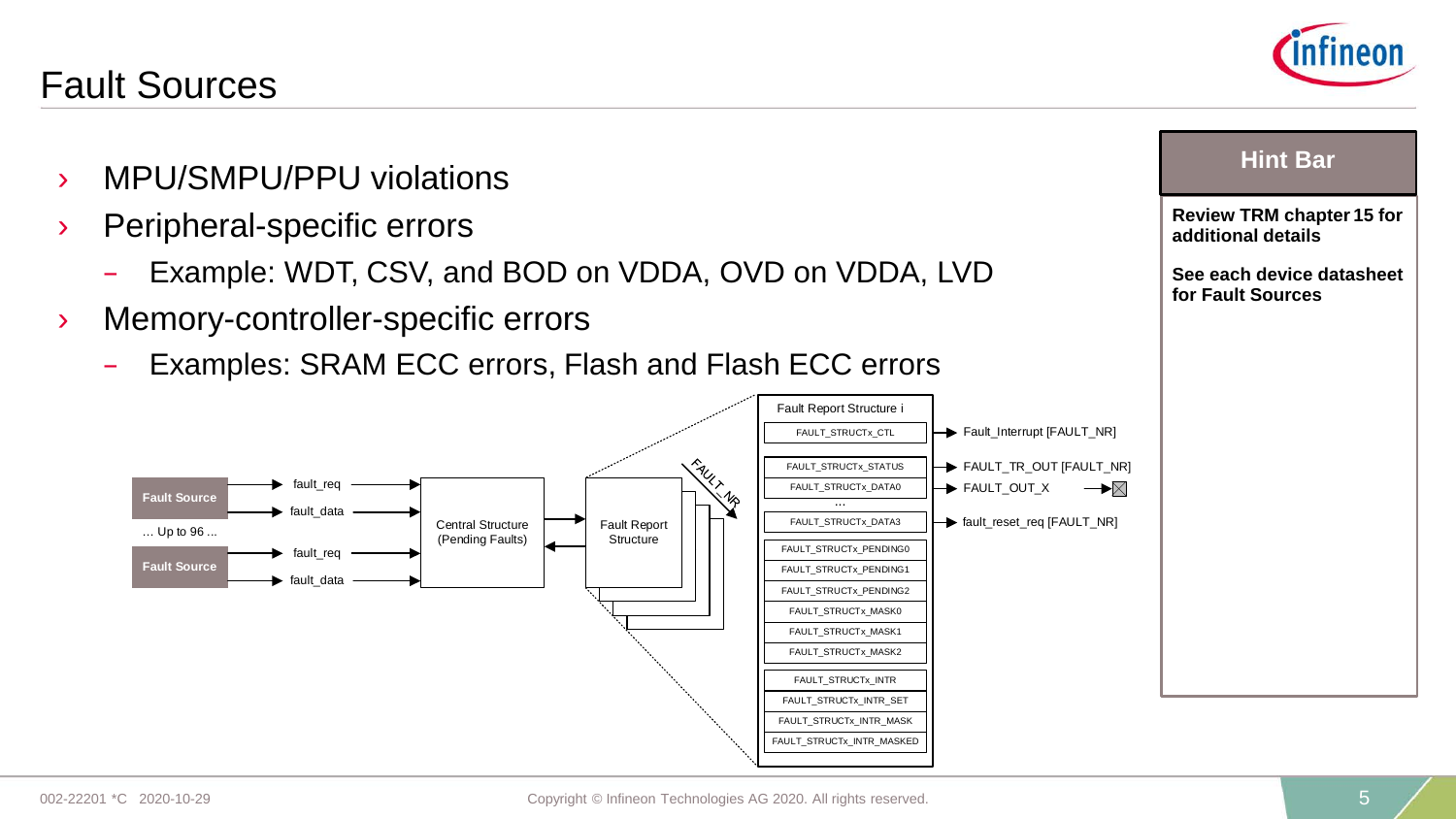# Fault Sources

- MPU/SMPU/PPU violations
- Peripheral-specific errors
  - Example: WDT, CSV, and BOD on VDDA, OVD on VDDA, LVD
- Memory-controller-specific errors
  - Examples: SRAM ECC errors, Flash and Flash ECC errors

Fault Source → fault_req, fault_data → Central Structure (Pending Faults) ↔ Fault Report Structure

… Up to 96 …

Fault Source → fault_req, fault_data

FAULT_NR

Fault Report Structure i

| Register | Output |
|---|---|
| FAULT_STRUCTx_CTL | Fault_Interrupt [FAULT_NR] |
| FAULT_STRUCTx_STATUS | FAULT_TR_OUT [FAULT_NR] |
| FAULT_STRUCTx_DATA0 | FAULT_OUT_X |
| … | |
| FAULT_STRUCTx_DATA3 | fault_reset_req [FAULT_NR] |
| FAULT_STRUCTx_PENDING0 | |
| FAULT_STRUCTx_PENDING1 | |
| FAULT_STRUCTx_PENDING2 | |
| FAULT_STRUCTx_MASK0 | |
| FAULT_STRUCTx_MASK1 | |
| FAULT_STRUCTx_MASK2 | |
| FAULT_STRUCTx_INTR | |
| FAULT_STRUCTx_INTR_SET | |
| FAULT_STRUCTx_INTR_MASK | |
| FAULT_STRUCTx_INTR_MASKED | |

**Hint Bar**

**Review TRM chapter 15 for additional details**

**See each device datasheet for Fault Sources**

002-22201 *C 2020-10-29

Copyright © Infineon Technologies AG 2020. All rights reserved.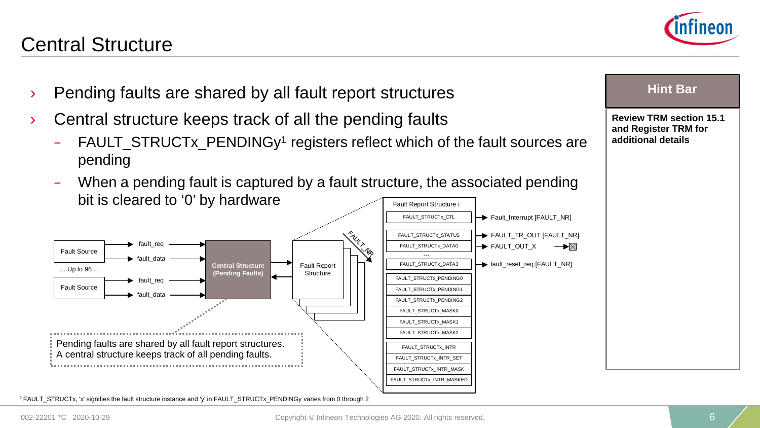# Central Structure

- Pending faults are shared by all fault report structures
- Central structure keeps track of all the pending faults
  - FAULT_STRUCTx_PENDINGy[1] registers reflect which of the fault sources are pending
  - When a pending fault is captured by a fault structure, the associated pending bit is cleared to '0' by hardware

Fault Source — fault_req, fault_data → Central Structure (Pending Faults)

... Up to 96 ...

Fault Source — fault_req, fault_data → Central Structure (Pending Faults)

Central Structure (Pending Faults) ↔ Fault Report Structure (FAULT_NR)

Fault Report Structure i:

- FAULT_STRUCTx_CTL → Fault_Interrupt [FAULT_NR]
- FAULT_STRUCTx_STATUS → FAULT_TR_OUT [FAULT_NR]
- FAULT_STRUCTx_DATA0 → FAULT_OUT_X
- ...
- FAULT_STRUCTx_DATA3 → fault_reset_req [FAULT_NR]
- FAULT_STRUCTx_PENDING0
- FAULT_STRUCTx_PENDING1
- FAULT_STRUCTx_PENDING2
- FAULT_STRUCTx_MASK0
- FAULT_STRUCTx_MASK1
- FAULT_STRUCTx_MASK2
- FAULT_STRUCTx_INTR
- FAULT_STRUCTx_INTR_SET
- FAULT_STRUCTx_INTR_MASK
- FAULT_STRUCTx_INTR_MASKED

Pending faults are shared by all fault report structures.
A central structure keeps track of all pending faults.

[1] FAULT_STRUCTx, 'x' signifies the fault structure instance and 'y' in FAULT_STRUCTx_PENDINGy varies from 0 through 2

**Hint Bar**

**Review TRM section 15.1 and Register TRM for additional details**

002-22201 *C 2020-10-29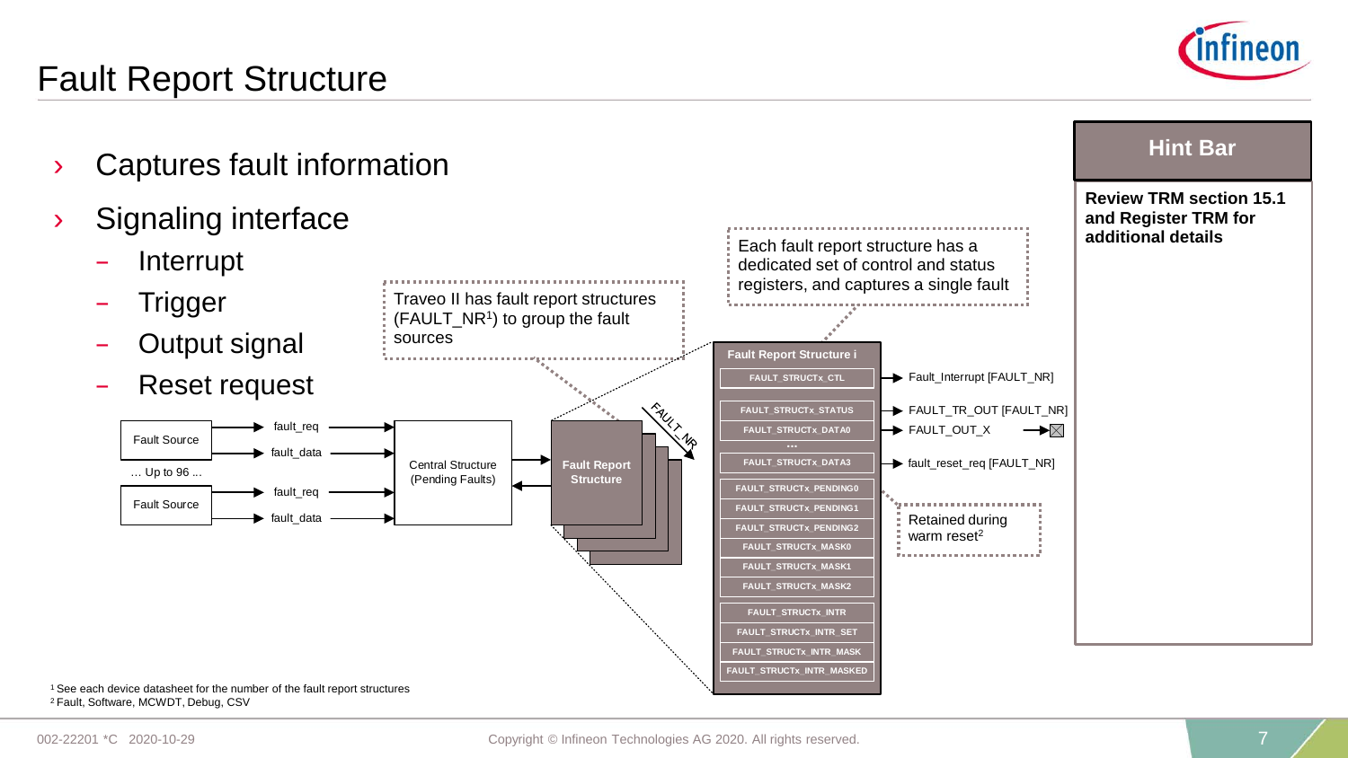# Fault Report Structure

- Captures fault information
- Signaling interface
  - Interrupt
  - Trigger
  - Output signal
  - Reset request

Traveo II has fault report structures (FAULT_NR[1]) to group the fault sources

Each fault report structure has a dedicated set of control and status registers, and captures a single fault

Fault Source — fault_req, fault_data
… Up to 96 …
Fault Source — fault_req, fault_data

Central Structure (Pending Faults)

Fault Report Structure

FAULT_NR

**Fault Report Structure i**

- FAULT_STRUCTx_CTL → Fault_Interrupt [FAULT_NR]
- FAULT_STRUCTx_STATUS → FAULT_TR_OUT [FAULT_NR]
- FAULT_STRUCTx_DATA0 → FAULT_OUT_X
- …
- FAULT_STRUCTx_DATA3 → fault_reset_req [FAULT_NR]
- FAULT_STRUCTx_PENDING0
- FAULT_STRUCTx_PENDING1
- FAULT_STRUCTx_PENDING2
- FAULT_STRUCTx_MASK0
- FAULT_STRUCTx_MASK1
- FAULT_STRUCTx_MASK2
- FAULT_STRUCTx_INTR
- FAULT_STRUCTx_INTR_SET
- FAULT_STRUCTx_INTR_MASK
- FAULT_STRUCTx_INTR_MASKED

Retained during warm reset[2]

**Hint Bar**

**Review TRM section 15.1 and Register TRM for additional details**

[1] See each device datasheet for the number of the fault report structures
[2] Fault, Software, MCWDT, Debug, CSV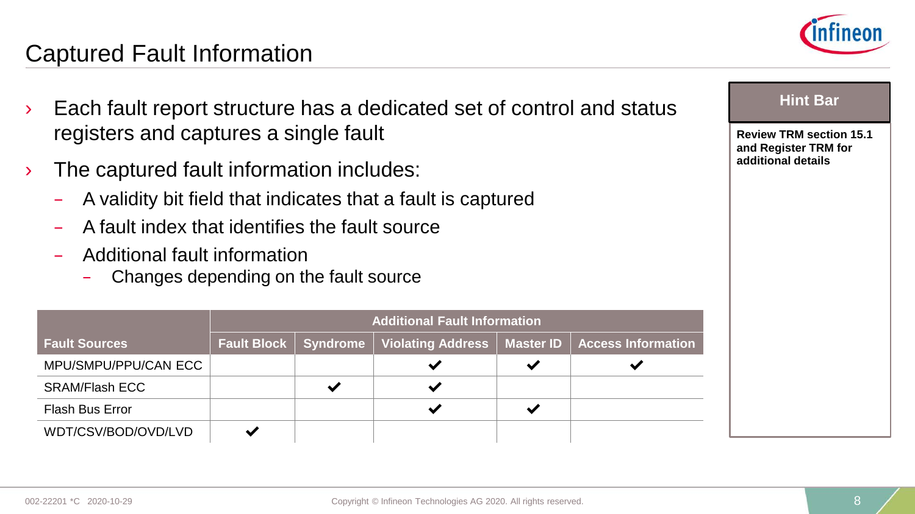# Captured Fault Information

- Each fault report structure has a dedicated set of control and status registers and captures a single fault
- The captured fault information includes:
  - A validity bit field that indicates that a fault is captured
  - A fault index that identifies the fault source
  - Additional fault information
    - Changes depending on the fault source

| Fault Sources | Additional Fault Information | | | | |
|---|---|---|---|---|---|
| | Fault Block | Syndrome | Violating Address | Master ID | Access Information |
| MPU/SMPU/PPU/CAN ECC | | | ✔ | ✔ | ✔ |
| SRAM/Flash ECC | | ✔ | ✔ | | |
| Flash Bus Error | | | ✔ | ✔ | |
| WDT/CSV/BOD/OVD/LVD | ✔ | | | | |

**Hint Bar**

**Review TRM section 15.1 and Register TRM for additional details**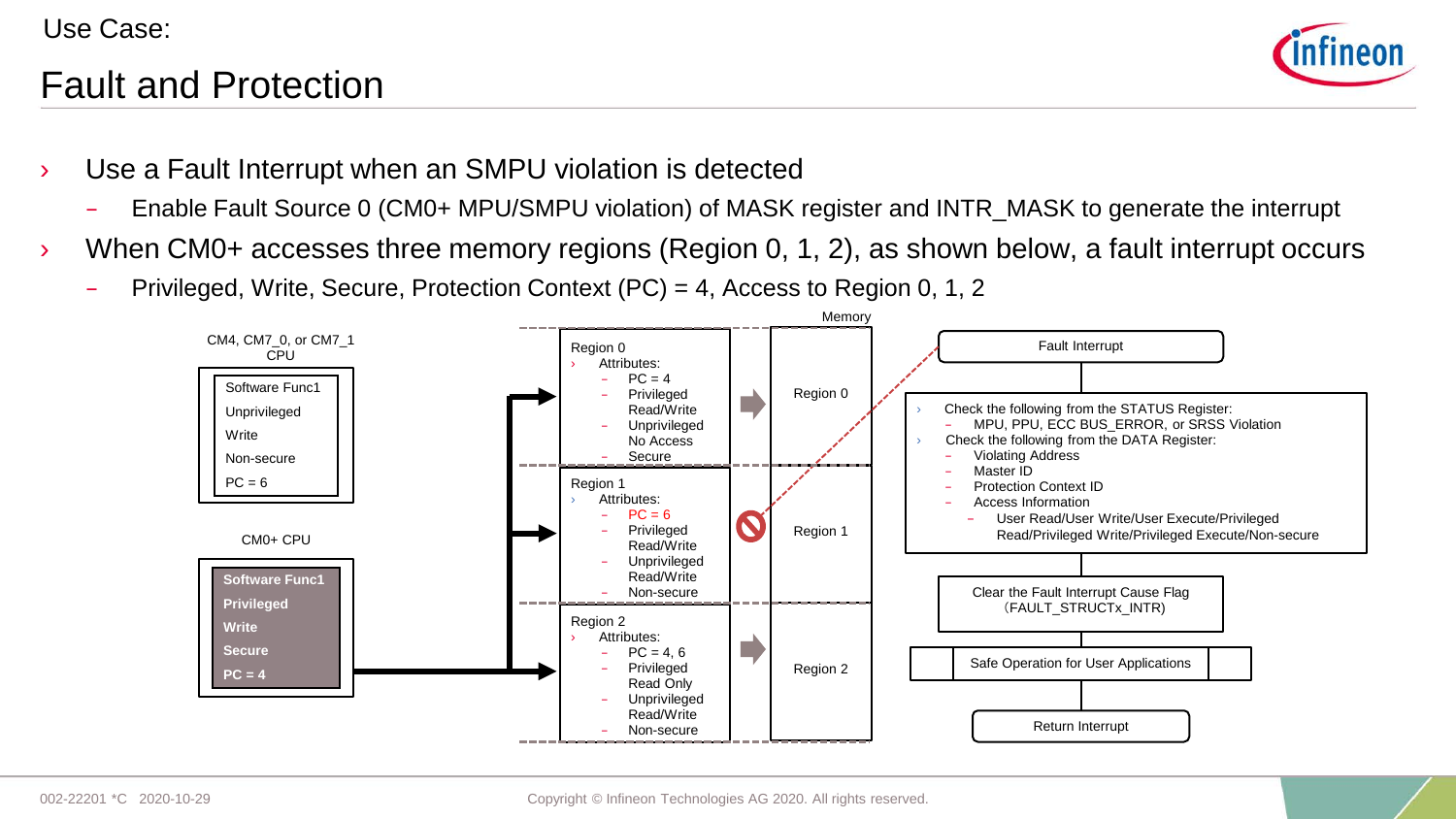Use Case:

# Fault and Protection

- Use a Fault Interrupt when an SMPU violation is detected
  - Enable Fault Source 0 (CM0+ MPU/SMPU violation) of MASK register and INTR_MASK to generate the interrupt
- When CM0+ accesses three memory regions (Region 0, 1, 2), as shown below, a fault interrupt occurs
  - Privileged, Write, Secure, Protection Context (PC) = 4, Access to Region 0, 1, 2

CM4, CM7_0, or CM7_1 CPU

- Software Func1
- Unprivileged
- Write
- Non-secure
- PC = 6

CM0+ CPU

- **Software Func1**
- **Privileged**
- **Write**
- **Secure**
- **PC = 4**

Memory

Region 0
- Attributes:
  - PC = 4
  - Privileged Read/Write
  - Unprivileged No Access
  - Secure

Region 1
- Attributes:
  - PC = 6
  - Privileged Read/Write
  - Unprivileged Read/Write
  - Non-secure

Region 2
- Attributes:
  - PC = 4, 6
  - Privileged Read Only
  - Unprivileged Read/Write
  - Non-secure

Fault Interrupt

- Check the following from the STATUS Register:
  - MPU, PPU, ECC BUS_ERROR, or SRSS Violation
- Check the following from the DATA Register:
  - Violating Address
  - Master ID
  - Protection Context ID
  - Access Information
    - User Read/User Write/User Execute/Privileged Read/Privileged Write/Privileged Execute/Non-secure

Clear the Fault Interrupt Cause Flag (FAULT_STRUCTx_INTR)

Safe Operation for User Applications

Return Interrupt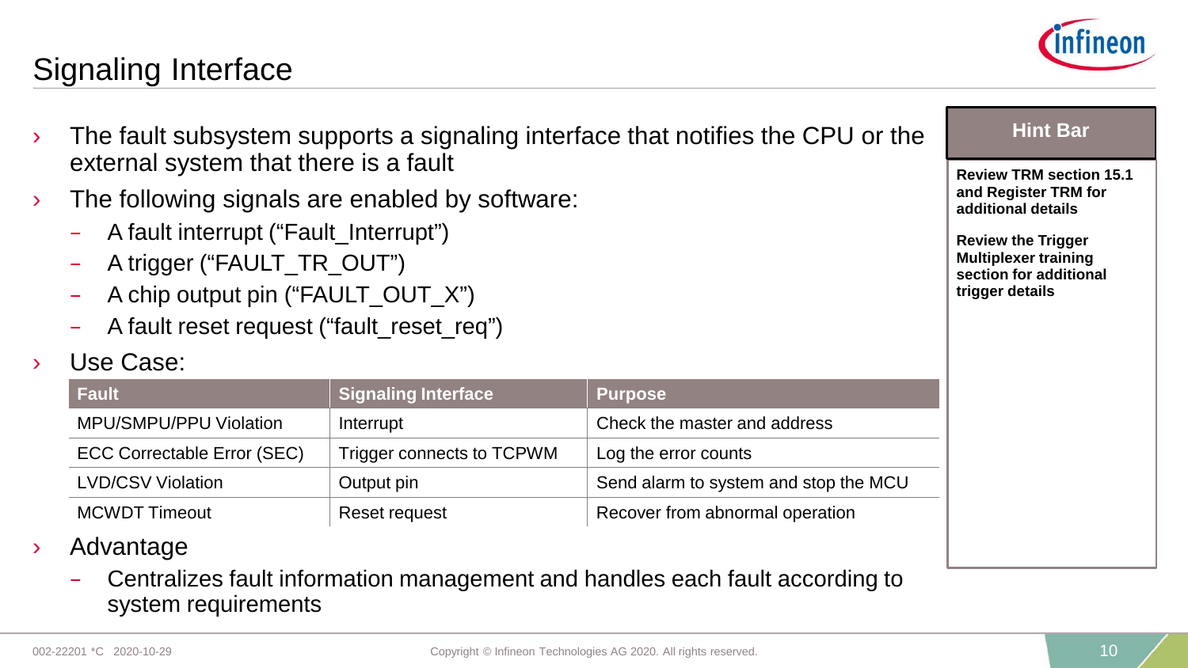# Signaling Interface

- The fault subsystem supports a signaling interface that notifies the CPU or the external system that there is a fault
- The following signals are enabled by software:
  - A fault interrupt (“Fault_Interrupt”)
  - A trigger (“FAULT_TR_OUT”)
  - A chip output pin (“FAULT_OUT_X”)
  - A fault reset request (“fault_reset_req”)
- Use Case:

| Fault | Signaling Interface | Purpose |
| --- | --- | --- |
| MPU/SMPU/PPU Violation | Interrupt | Check the master and address |
| ECC Correctable Error (SEC) | Trigger connects to TCPWM | Log the error counts |
| LVD/CSV Violation | Output pin | Send alarm to system and stop the MCU |
| MCWDT Timeout | Reset request | Recover from abnormal operation |

- Advantage
  - Centralizes fault information management and handles each fault according to system requirements

**Hint Bar**

**Review TRM section 15.1 and Register TRM for additional details**

**Review the Trigger Multiplexer training section for additional trigger details**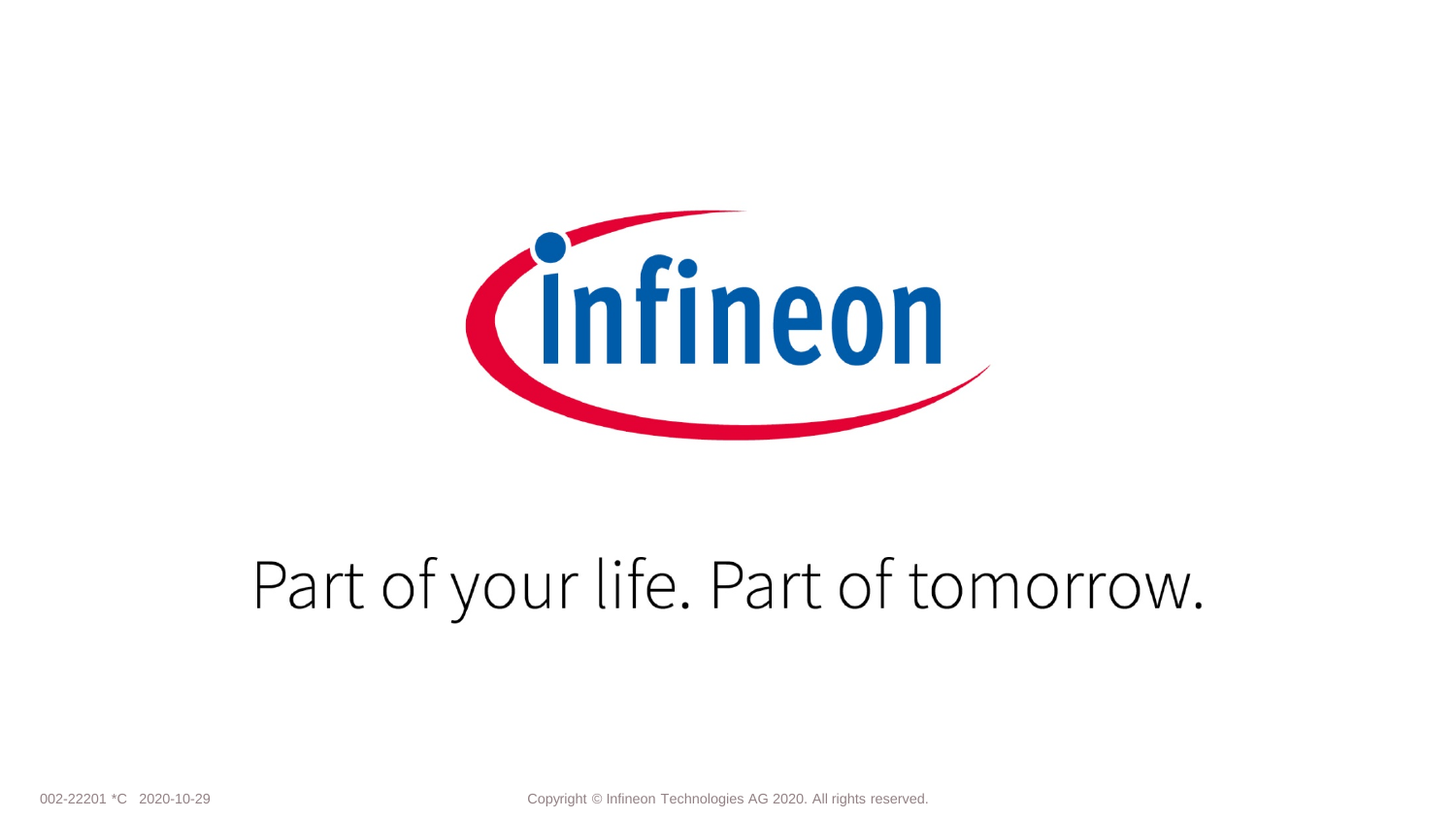Part of your life. Part of tomorrow.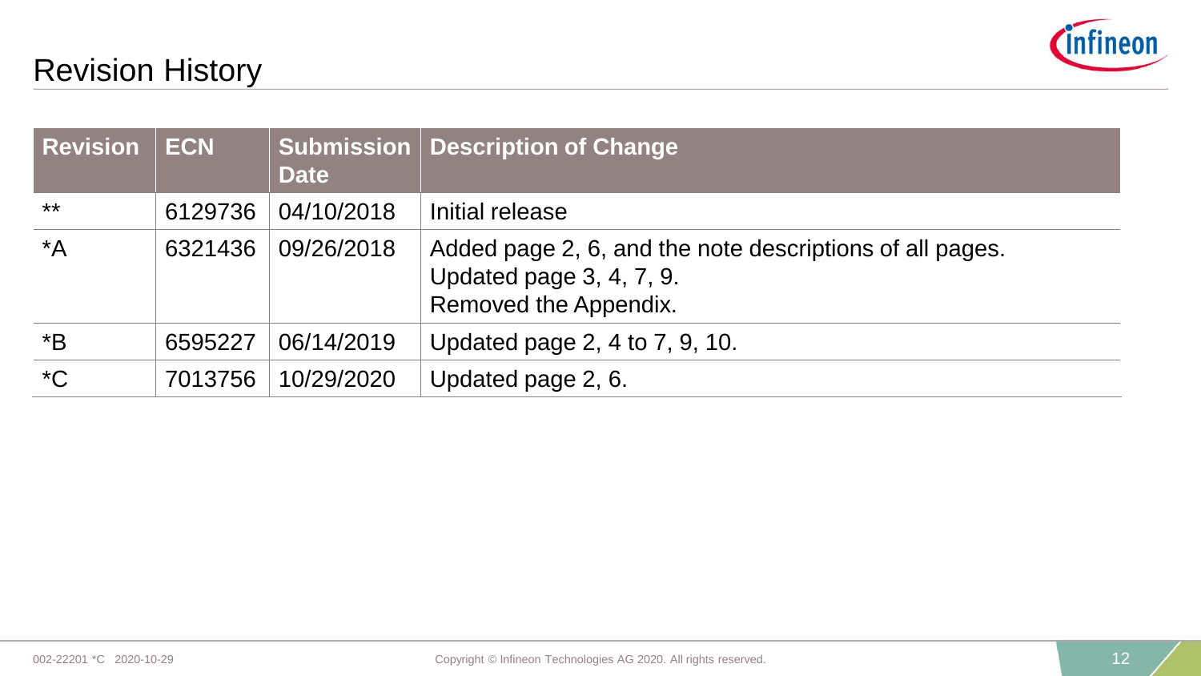# Revision History

| Revision | ECN | Submission Date | Description of Change |
| --- | --- | --- | --- |
| ** | 6129736 | 04/10/2018 | Initial release |
| *A | 6321436 | 09/26/2018 | Added page 2, 6, and the note descriptions of all pages.<br>Updated page 3, 4, 7, 9.<br>Removed the Appendix. |
| *B | 6595227 | 06/14/2019 | Updated page 2, 4 to 7, 9, 10. |
| *C | 7013756 | 10/29/2020 | Updated page 2, 6. |